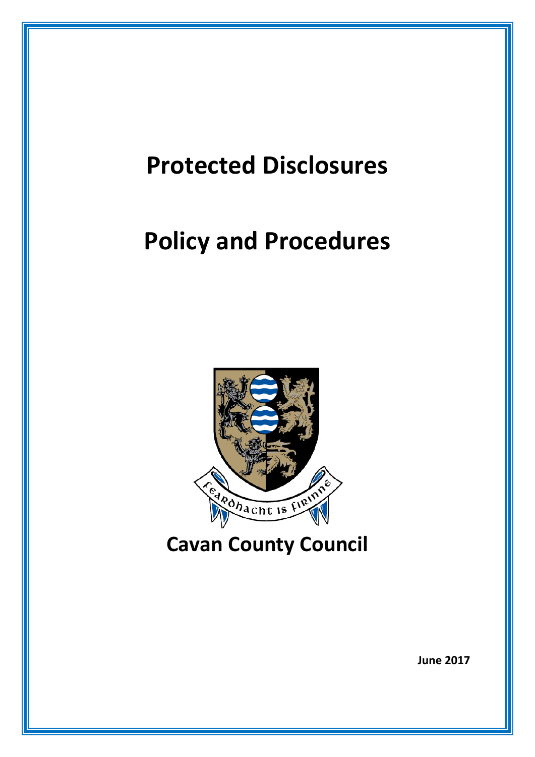# Protected Disclosures

# Policy and Procedures

Feardhacht is Fírinne

## Cavan County Council

**June 2017**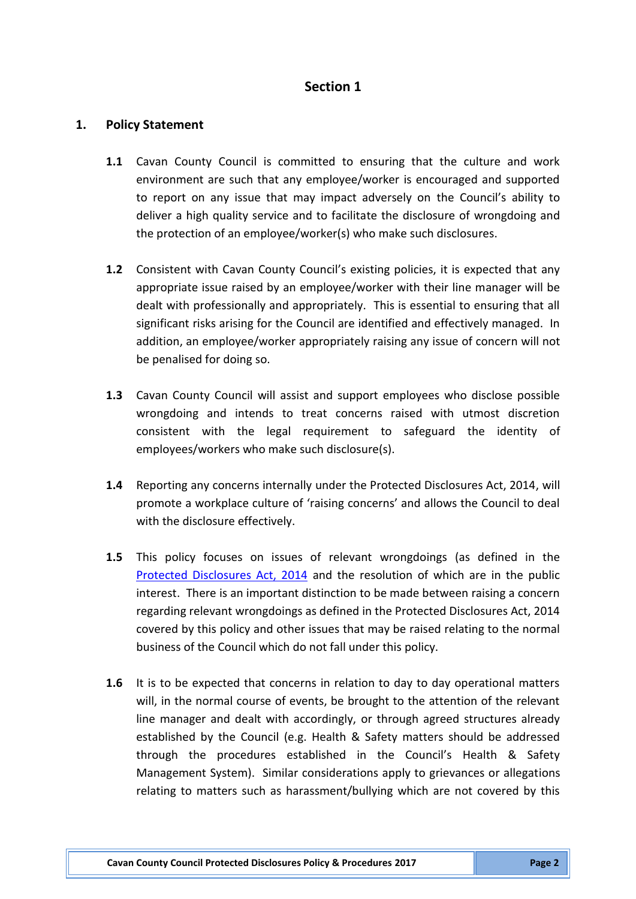# Section 1

## 1. Policy Statement

**1.1** Cavan County Council is committed to ensuring that the culture and work environment are such that any employee/worker is encouraged and supported to report on any issue that may impact adversely on the Council's ability to deliver a high quality service and to facilitate the disclosure of wrongdoing and the protection of an employee/worker(s) who make such disclosures.

**1.2** Consistent with Cavan County Council's existing policies, it is expected that any appropriate issue raised by an employee/worker with their line manager will be dealt with professionally and appropriately. This is essential to ensuring that all significant risks arising for the Council are identified and effectively managed. In addition, an employee/worker appropriately raising any issue of concern will not be penalised for doing so.

**1.3** Cavan County Council will assist and support employees who disclose possible wrongdoing and intends to treat concerns raised with utmost discretion consistent with the legal requirement to safeguard the identity of employees/workers who make such disclosure(s).

**1.4** Reporting any concerns internally under the Protected Disclosures Act, 2014, will promote a workplace culture of 'raising concerns' and allows the Council to deal with the disclosure effectively.

**1.5** This policy focuses on issues of relevant wrongdoings (as defined in the Protected Disclosures Act, 2014 and the resolution of which are in the public interest. There is an important distinction to be made between raising a concern regarding relevant wrongdoings as defined in the Protected Disclosures Act, 2014 covered by this policy and other issues that may be raised relating to the normal business of the Council which do not fall under this policy.

**1.6** It is to be expected that concerns in relation to day to day operational matters will, in the normal course of events, be brought to the attention of the relevant line manager and dealt with accordingly, or through agreed structures already established by the Council (e.g. Health & Safety matters should be addressed through the procedures established in the Council's Health & Safety Management System). Similar considerations apply to grievances or allegations relating to matters such as harassment/bullying which are not covered by this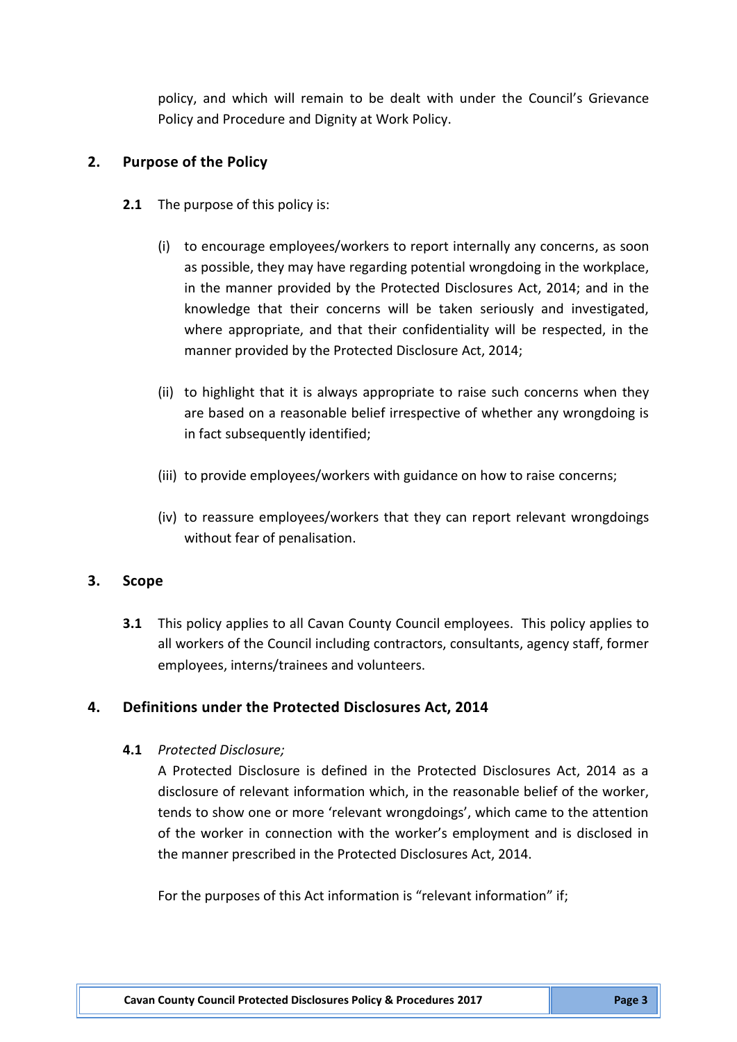policy, and which will remain to be dealt with under the Council's Grievance Policy and Procedure and Dignity at Work Policy.

## 2. Purpose of the Policy

**2.1** The purpose of this policy is:

(i) to encourage employees/workers to report internally any concerns, as soon as possible, they may have regarding potential wrongdoing in the workplace, in the manner provided by the Protected Disclosures Act, 2014; and in the knowledge that their concerns will be taken seriously and investigated, where appropriate, and that their confidentiality will be respected, in the manner provided by the Protected Disclosure Act, 2014;

(ii) to highlight that it is always appropriate to raise such concerns when they are based on a reasonable belief irrespective of whether any wrongdoing is in fact subsequently identified;

(iii) to provide employees/workers with guidance on how to raise concerns;

(iv) to reassure employees/workers that they can report relevant wrongdoings without fear of penalisation.

## 3. Scope

**3.1** This policy applies to all Cavan County Council employees. This policy applies to all workers of the Council including contractors, consultants, agency staff, former employees, interns/trainees and volunteers.

## 4. Definitions under the Protected Disclosures Act, 2014

**4.1** *Protected Disclosure;*

A Protected Disclosure is defined in the Protected Disclosures Act, 2014 as a disclosure of relevant information which, in the reasonable belief of the worker, tends to show one or more 'relevant wrongdoings', which came to the attention of the worker in connection with the worker's employment and is disclosed in the manner prescribed in the Protected Disclosures Act, 2014.

For the purposes of this Act information is "relevant information" if;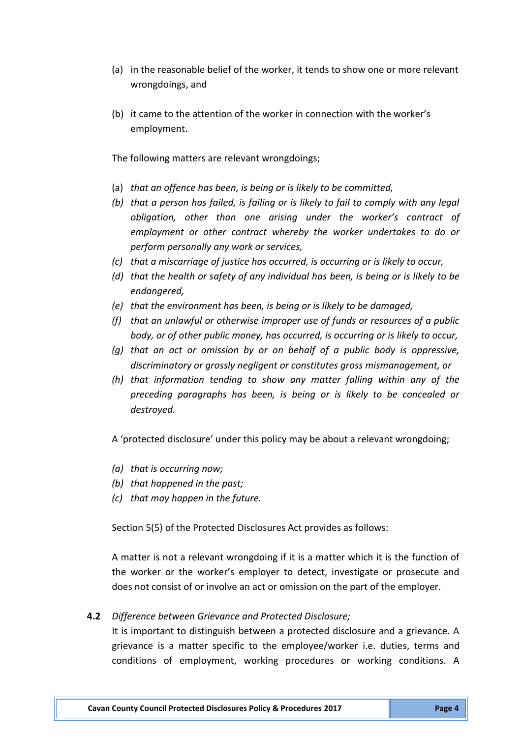(a) in the reasonable belief of the worker, it tends to show one or more relevant wrongdoings, and

(b) it came to the attention of the worker in connection with the worker's employment.

The following matters are relevant wrongdoings;

(a) *that an offence has been, is being or is likely to be committed,*
(b) *that a person has failed, is failing or is likely to fail to comply with any legal obligation, other than one arising under the worker's contract of employment or other contract whereby the worker undertakes to do or perform personally any work or services,*
(c) *that a miscarriage of justice has occurred, is occurring or is likely to occur,*
(d) *that the health or safety of any individual has been, is being or is likely to be endangered,*
(e) *that the environment has been, is being or is likely to be damaged,*
(f) *that an unlawful or otherwise improper use of funds or resources of a public body, or of other public money, has occurred, is occurring or is likely to occur,*
(g) *that an act or omission by or on behalf of a public body is oppressive, discriminatory or grossly negligent or constitutes gross mismanagement, or*
(h) *that information tending to show any matter falling within any of the preceding paragraphs has been, is being or is likely to be concealed or destroyed.*

A 'protected disclosure' under this policy may be about a relevant wrongdoing;

(a) *that is occurring now;*
(b) *that happened in the past;*
(c) *that may happen in the future.*

Section 5(5) of the Protected Disclosures Act provides as follows:

A matter is not a relevant wrongdoing if it is a matter which it is the function of the worker or the worker's employer to detect, investigate or prosecute and does not consist of or involve an act or omission on the part of the employer.

**4.2** *Difference between Grievance and Protected Disclosure;*

It is important to distinguish between a protected disclosure and a grievance. A grievance is a matter specific to the employee/worker i.e. duties, terms and conditions of employment, working procedures or working conditions. A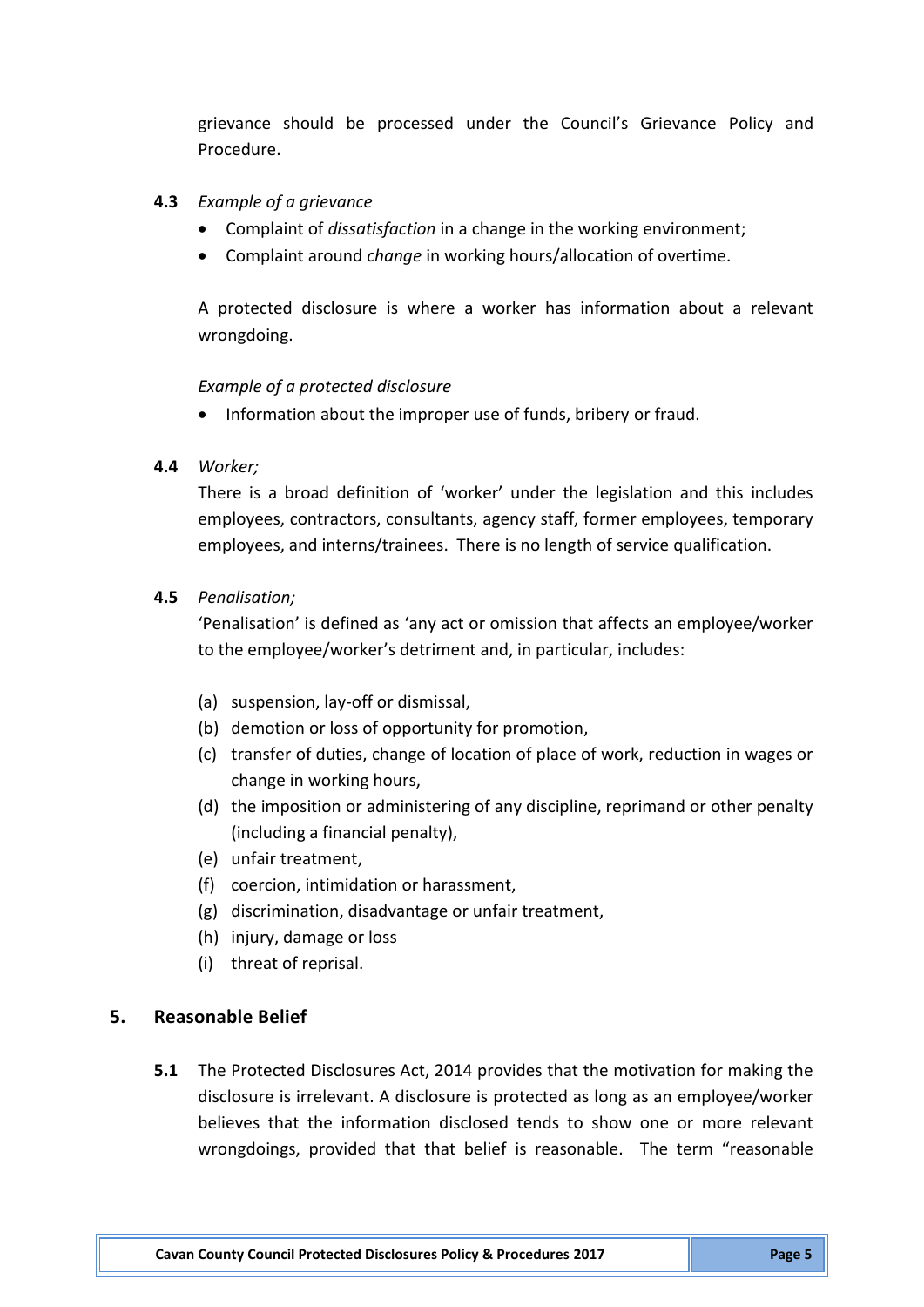grievance should be processed under the Council's Grievance Policy and Procedure.

**4.3** *Example of a grievance*

- Complaint of *dissatisfaction* in a change in the working environment;
- Complaint around *change* in working hours/allocation of overtime.

A protected disclosure is where a worker has information about a relevant wrongdoing.

*Example of a protected disclosure*

- Information about the improper use of funds, bribery or fraud.

**4.4** *Worker;*

There is a broad definition of 'worker' under the legislation and this includes employees, contractors, consultants, agency staff, former employees, temporary employees, and interns/trainees. There is no length of service qualification.

**4.5** *Penalisation;*

'Penalisation' is defined as 'any act or omission that affects an employee/worker to the employee/worker's detriment and, in particular, includes:

(a) suspension, lay-off or dismissal,
(b) demotion or loss of opportunity for promotion,
(c) transfer of duties, change of location of place of work, reduction in wages or change in working hours,
(d) the imposition or administering of any discipline, reprimand or other penalty (including a financial penalty),
(e) unfair treatment,
(f) coercion, intimidation or harassment,
(g) discrimination, disadvantage or unfair treatment,
(h) injury, damage or loss
(i) threat of reprisal.

## 5. Reasonable Belief

**5.1** The Protected Disclosures Act, 2014 provides that the motivation for making the disclosure is irrelevant. A disclosure is protected as long as an employee/worker believes that the information disclosed tends to show one or more relevant wrongdoings, provided that that belief is reasonable. The term "reasonable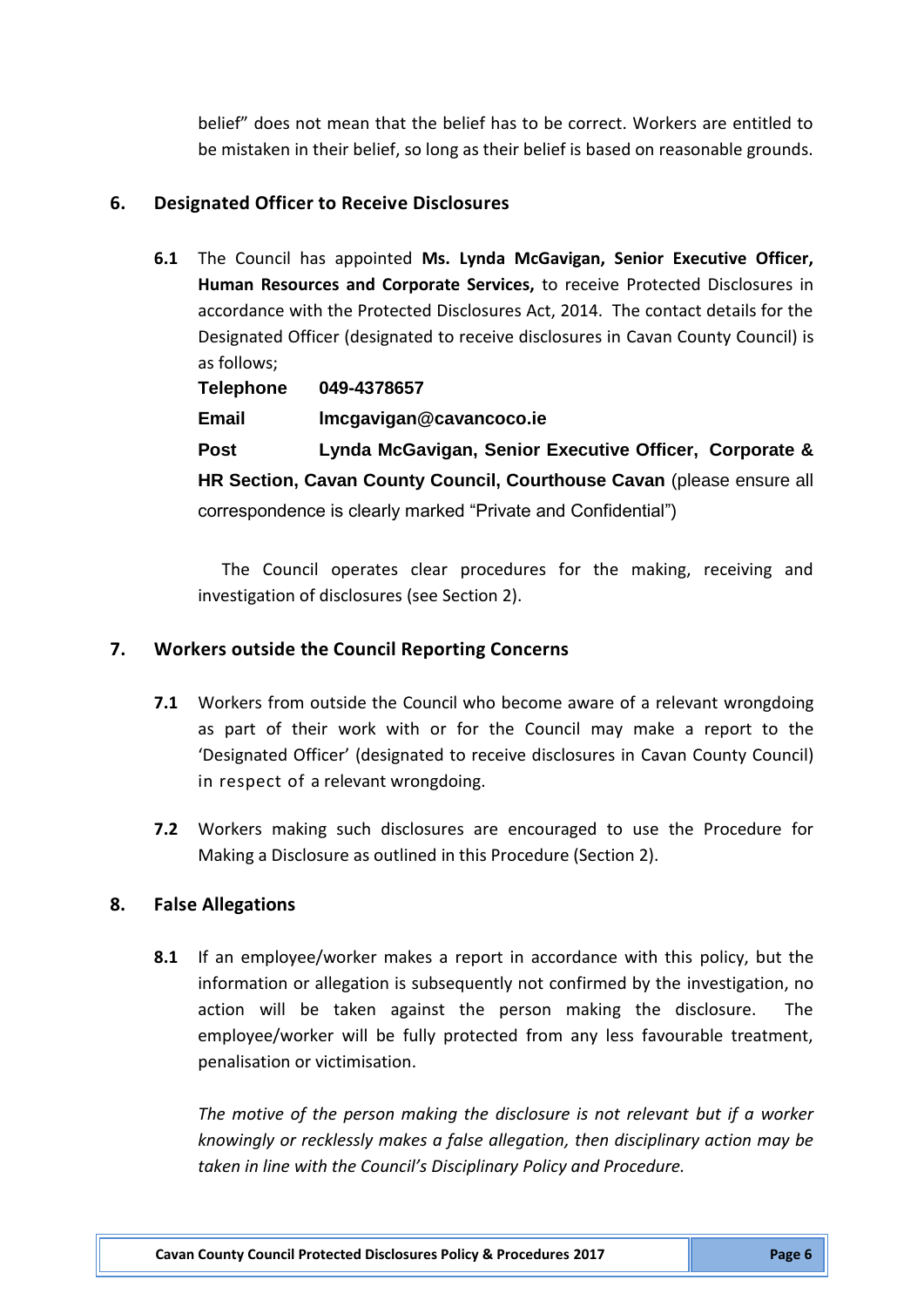belief" does not mean that the belief has to be correct. Workers are entitled to be mistaken in their belief, so long as their belief is based on reasonable grounds.

## 6. Designated Officer to Receive Disclosures

**6.1** The Council has appointed **Ms. Lynda McGavigan, Senior Executive Officer, Human Resources and Corporate Services,** to receive Protected Disclosures in accordance with the Protected Disclosures Act, 2014. The contact details for the Designated Officer (designated to receive disclosures in Cavan County Council) is as follows;

**Telephone** **049-4378657**

**Email** **lmcgavigan@cavancoco.ie**

**Post** **Lynda McGavigan, Senior Executive Officer, Corporate & HR Section, Cavan County Council, Courthouse Cavan** (please ensure all correspondence is clearly marked "Private and Confidential")

The Council operates clear procedures for the making, receiving and investigation of disclosures (see Section 2).

## 7. Workers outside the Council Reporting Concerns

**7.1** Workers from outside the Council who become aware of a relevant wrongdoing as part of their work with or for the Council may make a report to the 'Designated Officer' (designated to receive disclosures in Cavan County Council) in respect of a relevant wrongdoing.

**7.2** Workers making such disclosures are encouraged to use the Procedure for Making a Disclosure as outlined in this Procedure (Section 2).

## 8. False Allegations

**8.1** If an employee/worker makes a report in accordance with this policy, but the information or allegation is subsequently not confirmed by the investigation, no action will be taken against the person making the disclosure. The employee/worker will be fully protected from any less favourable treatment, penalisation or victimisation.

*The motive of the person making the disclosure is not relevant but if a worker knowingly or recklessly makes a false allegation, then disciplinary action may be taken in line with the Council's Disciplinary Policy and Procedure.*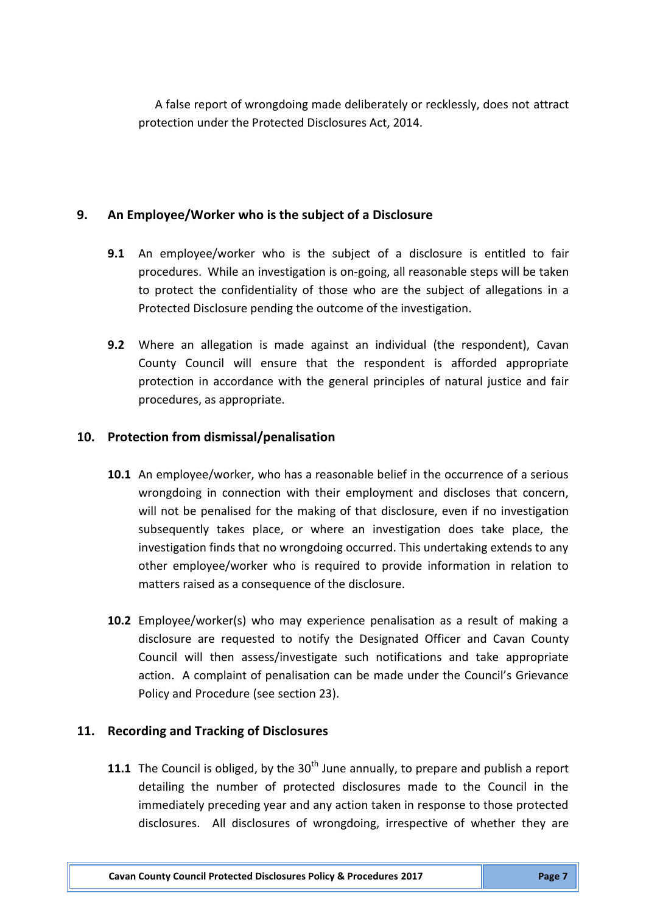A false report of wrongdoing made deliberately or recklessly, does not attract protection under the Protected Disclosures Act, 2014.

## 9. An Employee/Worker who is the subject of a Disclosure

**9.1** An employee/worker who is the subject of a disclosure is entitled to fair procedures. While an investigation is on-going, all reasonable steps will be taken to protect the confidentiality of those who are the subject of allegations in a Protected Disclosure pending the outcome of the investigation.

**9.2** Where an allegation is made against an individual (the respondent), Cavan County Council will ensure that the respondent is afforded appropriate protection in accordance with the general principles of natural justice and fair procedures, as appropriate.

## 10. Protection from dismissal/penalisation

**10.1** An employee/worker, who has a reasonable belief in the occurrence of a serious wrongdoing in connection with their employment and discloses that concern, will not be penalised for the making of that disclosure, even if no investigation subsequently takes place, or where an investigation does take place, the investigation finds that no wrongdoing occurred. This undertaking extends to any other employee/worker who is required to provide information in relation to matters raised as a consequence of the disclosure.

**10.2** Employee/worker(s) who may experience penalisation as a result of making a disclosure are requested to notify the Designated Officer and Cavan County Council will then assess/investigate such notifications and take appropriate action. A complaint of penalisation can be made under the Council's Grievance Policy and Procedure (see section 23).

## 11. Recording and Tracking of Disclosures

**11.1** The Council is obliged, by the 30th June annually, to prepare and publish a report detailing the number of protected disclosures made to the Council in the immediately preceding year and any action taken in response to those protected disclosures. All disclosures of wrongdoing, irrespective of whether they are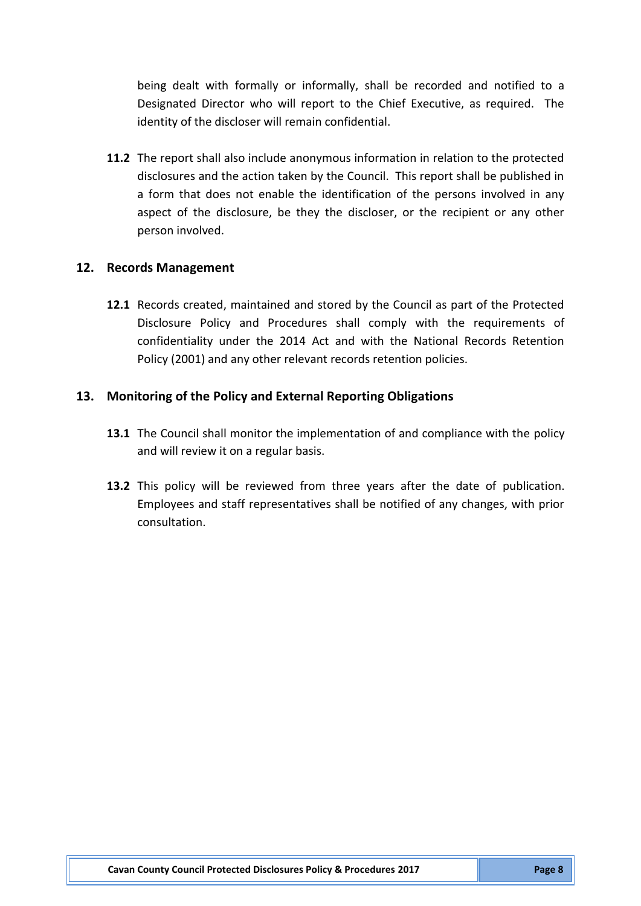being dealt with formally or informally, shall be recorded and notified to a Designated Director who will report to the Chief Executive, as required. The identity of the discloser will remain confidential.

**11.2** The report shall also include anonymous information in relation to the protected disclosures and the action taken by the Council. This report shall be published in a form that does not enable the identification of the persons involved in any aspect of the disclosure, be they the discloser, or the recipient or any other person involved.

## 12. Records Management

**12.1** Records created, maintained and stored by the Council as part of the Protected Disclosure Policy and Procedures shall comply with the requirements of confidentiality under the 2014 Act and with the National Records Retention Policy (2001) and any other relevant records retention policies.

## 13. Monitoring of the Policy and External Reporting Obligations

**13.1** The Council shall monitor the implementation of and compliance with the policy and will review it on a regular basis.

**13.2** This policy will be reviewed from three years after the date of publication. Employees and staff representatives shall be notified of any changes, with prior consultation.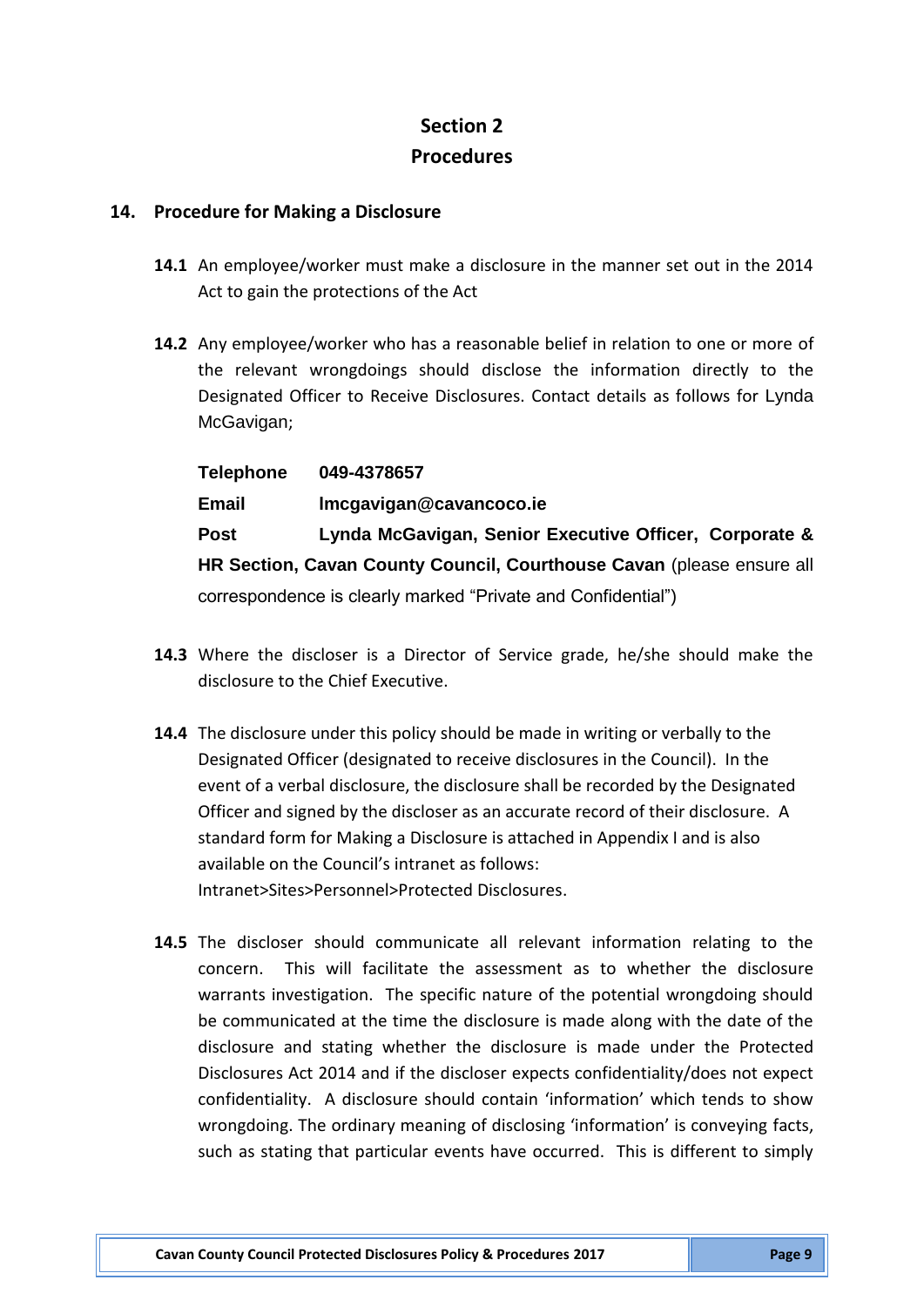# Section 2
# Procedures

## 14. Procedure for Making a Disclosure

**14.1** An employee/worker must make a disclosure in the manner set out in the 2014 Act to gain the protections of the Act

**14.2** Any employee/worker who has a reasonable belief in relation to one or more of the relevant wrongdoings should disclose the information directly to the Designated Officer to Receive Disclosures. Contact details as follows for Lynda McGavigan;

**Telephone** **049-4378657**

**Email** **lmcgavigan@cavancoco.ie**

**Post** **Lynda McGavigan, Senior Executive Officer, Corporate & HR Section, Cavan County Council, Courthouse Cavan** (please ensure all correspondence is clearly marked "Private and Confidential")

**14.3** Where the discloser is a Director of Service grade, he/she should make the disclosure to the Chief Executive.

**14.4** The disclosure under this policy should be made in writing or verbally to the Designated Officer (designated to receive disclosures in the Council). In the event of a verbal disclosure, the disclosure shall be recorded by the Designated Officer and signed by the discloser as an accurate record of their disclosure. A standard form for Making a Disclosure is attached in Appendix I and is also available on the Council's intranet as follows: Intranet>Sites>Personnel>Protected Disclosures.

**14.5** The discloser should communicate all relevant information relating to the concern. This will facilitate the assessment as to whether the disclosure warrants investigation. The specific nature of the potential wrongdoing should be communicated at the time the disclosure is made along with the date of the disclosure and stating whether the disclosure is made under the Protected Disclosures Act 2014 and if the discloser expects confidentiality/does not expect confidentiality. A disclosure should contain 'information' which tends to show wrongdoing. The ordinary meaning of disclosing 'information' is conveying facts, such as stating that particular events have occurred. This is different to simply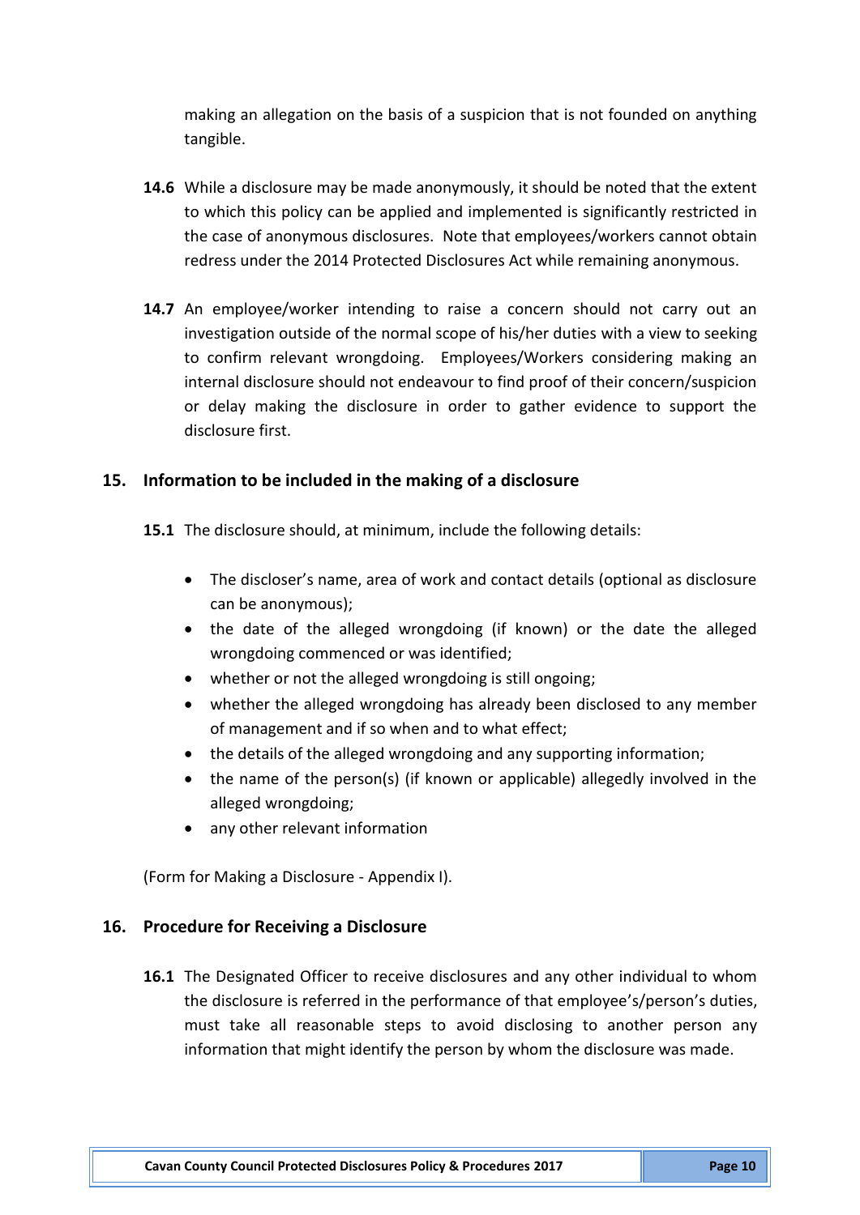making an allegation on the basis of a suspicion that is not founded on anything tangible.

**14.6** While a disclosure may be made anonymously, it should be noted that the extent to which this policy can be applied and implemented is significantly restricted in the case of anonymous disclosures. Note that employees/workers cannot obtain redress under the 2014 Protected Disclosures Act while remaining anonymous.

**14.7** An employee/worker intending to raise a concern should not carry out an investigation outside of the normal scope of his/her duties with a view to seeking to confirm relevant wrongdoing. Employees/Workers considering making an internal disclosure should not endeavour to find proof of their concern/suspicion or delay making the disclosure in order to gather evidence to support the disclosure first.

## 15. Information to be included in the making of a disclosure

**15.1** The disclosure should, at minimum, include the following details:

- The discloser's name, area of work and contact details (optional as disclosure can be anonymous);
- the date of the alleged wrongdoing (if known) or the date the alleged wrongdoing commenced or was identified;
- whether or not the alleged wrongdoing is still ongoing;
- whether the alleged wrongdoing has already been disclosed to any member of management and if so when and to what effect;
- the details of the alleged wrongdoing and any supporting information;
- the name of the person(s) (if known or applicable) allegedly involved in the alleged wrongdoing;
- any other relevant information

(Form for Making a Disclosure - Appendix I).

## 16. Procedure for Receiving a Disclosure

**16.1** The Designated Officer to receive disclosures and any other individual to whom the disclosure is referred in the performance of that employee's/person's duties, must take all reasonable steps to avoid disclosing to another person any information that might identify the person by whom the disclosure was made.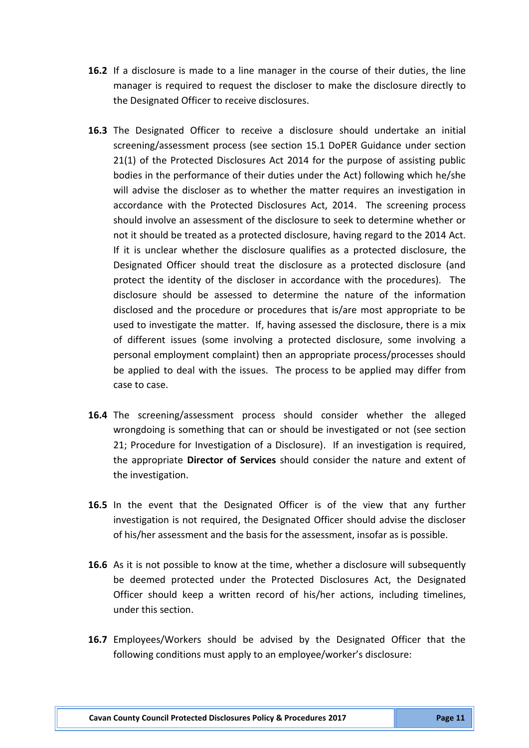**16.2** If a disclosure is made to a line manager in the course of their duties, the line manager is required to request the discloser to make the disclosure directly to the Designated Officer to receive disclosures.

**16.3** The Designated Officer to receive a disclosure should undertake an initial screening/assessment process (see section 15.1 DoPER Guidance under section 21(1) of the Protected Disclosures Act 2014 for the purpose of assisting public bodies in the performance of their duties under the Act) following which he/she will advise the discloser as to whether the matter requires an investigation in accordance with the Protected Disclosures Act, 2014. The screening process should involve an assessment of the disclosure to seek to determine whether or not it should be treated as a protected disclosure, having regard to the 2014 Act. If it is unclear whether the disclosure qualifies as a protected disclosure, the Designated Officer should treat the disclosure as a protected disclosure (and protect the identity of the discloser in accordance with the procedures). The disclosure should be assessed to determine the nature of the information disclosed and the procedure or procedures that is/are most appropriate to be used to investigate the matter. If, having assessed the disclosure, there is a mix of different issues (some involving a protected disclosure, some involving a personal employment complaint) then an appropriate process/processes should be applied to deal with the issues. The process to be applied may differ from case to case.

**16.4** The screening/assessment process should consider whether the alleged wrongdoing is something that can or should be investigated or not (see section 21; Procedure for Investigation of a Disclosure). If an investigation is required, the appropriate **Director of Services** should consider the nature and extent of the investigation.

**16.5** In the event that the Designated Officer is of the view that any further investigation is not required, the Designated Officer should advise the discloser of his/her assessment and the basis for the assessment, insofar as is possible.

**16.6** As it is not possible to know at the time, whether a disclosure will subsequently be deemed protected under the Protected Disclosures Act, the Designated Officer should keep a written record of his/her actions, including timelines, under this section.

**16.7** Employees/Workers should be advised by the Designated Officer that the following conditions must apply to an employee/worker's disclosure: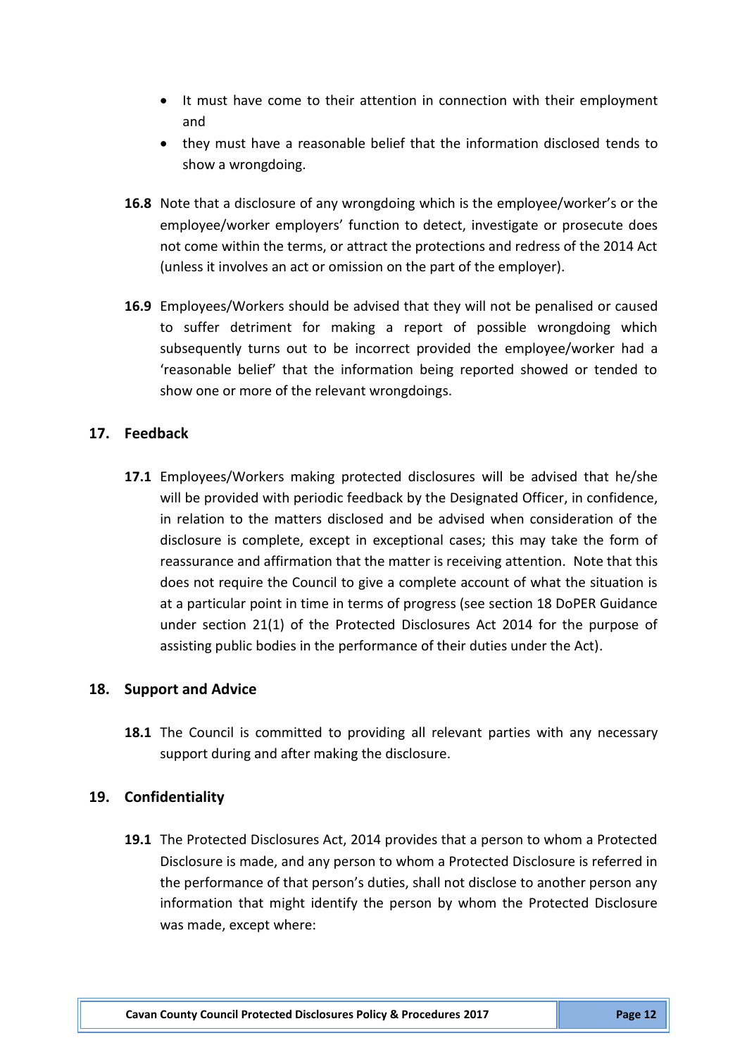- It must have come to their attention in connection with their employment and
- they must have a reasonable belief that the information disclosed tends to show a wrongdoing.

**16.8** Note that a disclosure of any wrongdoing which is the employee/worker's or the employee/worker employers' function to detect, investigate or prosecute does not come within the terms, or attract the protections and redress of the 2014 Act (unless it involves an act or omission on the part of the employer).

**16.9** Employees/Workers should be advised that they will not be penalised or caused to suffer detriment for making a report of possible wrongdoing which subsequently turns out to be incorrect provided the employee/worker had a 'reasonable belief' that the information being reported showed or tended to show one or more of the relevant wrongdoings.

## 17. Feedback

**17.1** Employees/Workers making protected disclosures will be advised that he/she will be provided with periodic feedback by the Designated Officer, in confidence, in relation to the matters disclosed and be advised when consideration of the disclosure is complete, except in exceptional cases; this may take the form of reassurance and affirmation that the matter is receiving attention. Note that this does not require the Council to give a complete account of what the situation is at a particular point in time in terms of progress (see section 18 DoPER Guidance under section 21(1) of the Protected Disclosures Act 2014 for the purpose of assisting public bodies in the performance of their duties under the Act).

## 18. Support and Advice

**18.1** The Council is committed to providing all relevant parties with any necessary support during and after making the disclosure.

## 19. Confidentiality

**19.1** The Protected Disclosures Act, 2014 provides that a person to whom a Protected Disclosure is made, and any person to whom a Protected Disclosure is referred in the performance of that person's duties, shall not disclose to another person any information that might identify the person by whom the Protected Disclosure was made, except where: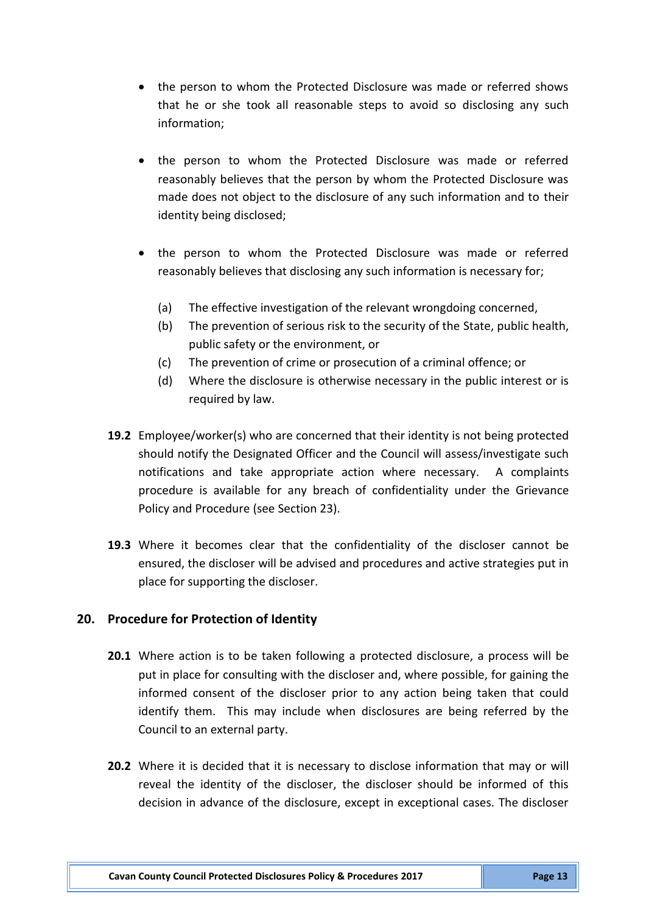- the person to whom the Protected Disclosure was made or referred shows that he or she took all reasonable steps to avoid so disclosing any such information;

- the person to whom the Protected Disclosure was made or referred reasonably believes that the person by whom the Protected Disclosure was made does not object to the disclosure of any such information and to their identity being disclosed;

- the person to whom the Protected Disclosure was made or referred reasonably believes that disclosing any such information is necessary for;

  (a) The effective investigation of the relevant wrongdoing concerned,
  (b) The prevention of serious risk to the security of the State, public health, public safety or the environment, or
  (c) The prevention of crime or prosecution of a criminal offence; or
  (d) Where the disclosure is otherwise necessary in the public interest or is required by law.

**19.2** Employee/worker(s) who are concerned that their identity is not being protected should notify the Designated Officer and the Council will assess/investigate such notifications and take appropriate action where necessary. A complaints procedure is available for any breach of confidentiality under the Grievance Policy and Procedure (see Section 23).

**19.3** Where it becomes clear that the confidentiality of the discloser cannot be ensured, the discloser will be advised and procedures and active strategies put in place for supporting the discloser.

## 20. Procedure for Protection of Identity

**20.1** Where action is to be taken following a protected disclosure, a process will be put in place for consulting with the discloser and, where possible, for gaining the informed consent of the discloser prior to any action being taken that could identify them. This may include when disclosures are being referred by the Council to an external party.

**20.2** Where it is decided that it is necessary to disclose information that may or will reveal the identity of the discloser, the discloser should be informed of this decision in advance of the disclosure, except in exceptional cases. The discloser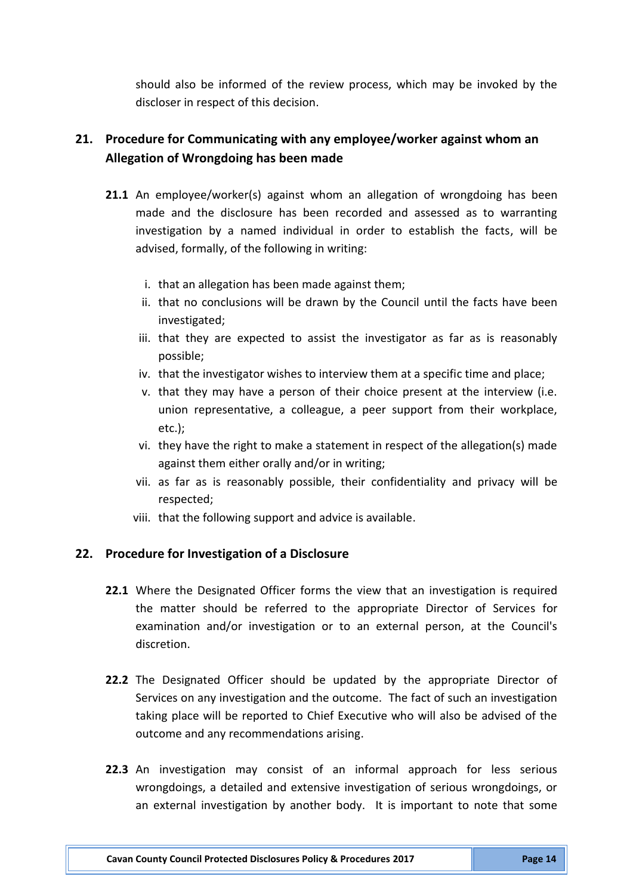should also be informed of the review process, which may be invoked by the discloser in respect of this decision.

## 21. Procedure for Communicating with any employee/worker against whom an Allegation of Wrongdoing has been made

**21.1** An employee/worker(s) against whom an allegation of wrongdoing has been made and the disclosure has been recorded and assessed as to warranting investigation by a named individual in order to establish the facts, will be advised, formally, of the following in writing:

i. that an allegation has been made against them;
ii. that no conclusions will be drawn by the Council until the facts have been investigated;
iii. that they are expected to assist the investigator as far as is reasonably possible;
iv. that the investigator wishes to interview them at a specific time and place;
v. that they may have a person of their choice present at the interview (i.e. union representative, a colleague, a peer support from their workplace, etc.);
vi. they have the right to make a statement in respect of the allegation(s) made against them either orally and/or in writing;
vii. as far as is reasonably possible, their confidentiality and privacy will be respected;
viii. that the following support and advice is available.

## 22. Procedure for Investigation of a Disclosure

**22.1** Where the Designated Officer forms the view that an investigation is required the matter should be referred to the appropriate Director of Services for examination and/or investigation or to an external person, at the Council's discretion.

**22.2** The Designated Officer should be updated by the appropriate Director of Services on any investigation and the outcome. The fact of such an investigation taking place will be reported to Chief Executive who will also be advised of the outcome and any recommendations arising.

**22.3** An investigation may consist of an informal approach for less serious wrongdoings, a detailed and extensive investigation of serious wrongdoings, or an external investigation by another body. It is important to note that some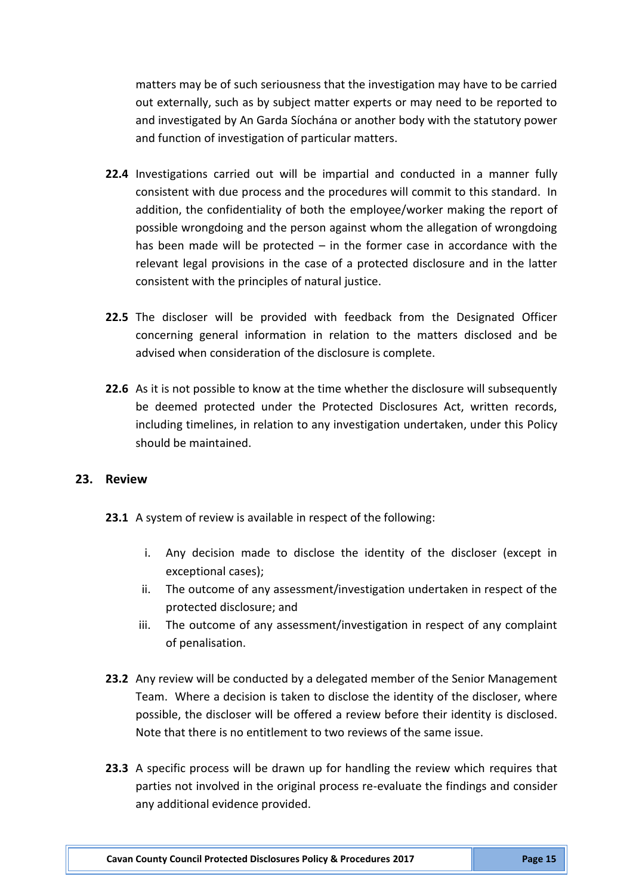matters may be of such seriousness that the investigation may have to be carried out externally, such as by subject matter experts or may need to be reported to and investigated by An Garda Síochána or another body with the statutory power and function of investigation of particular matters.

**22.4** Investigations carried out will be impartial and conducted in a manner fully consistent with due process and the procedures will commit to this standard. In addition, the confidentiality of both the employee/worker making the report of possible wrongdoing and the person against whom the allegation of wrongdoing has been made will be protected – in the former case in accordance with the relevant legal provisions in the case of a protected disclosure and in the latter consistent with the principles of natural justice.

**22.5** The discloser will be provided with feedback from the Designated Officer concerning general information in relation to the matters disclosed and be advised when consideration of the disclosure is complete.

**22.6** As it is not possible to know at the time whether the disclosure will subsequently be deemed protected under the Protected Disclosures Act, written records, including timelines, in relation to any investigation undertaken, under this Policy should be maintained.

## 23. Review

**23.1** A system of review is available in respect of the following:

i. Any decision made to disclose the identity of the discloser (except in exceptional cases);
ii. The outcome of any assessment/investigation undertaken in respect of the protected disclosure; and
iii. The outcome of any assessment/investigation in respect of any complaint of penalisation.

**23.2** Any review will be conducted by a delegated member of the Senior Management Team. Where a decision is taken to disclose the identity of the discloser, where possible, the discloser will be offered a review before their identity is disclosed. Note that there is no entitlement to two reviews of the same issue.

**23.3** A specific process will be drawn up for handling the review which requires that parties not involved in the original process re-evaluate the findings and consider any additional evidence provided.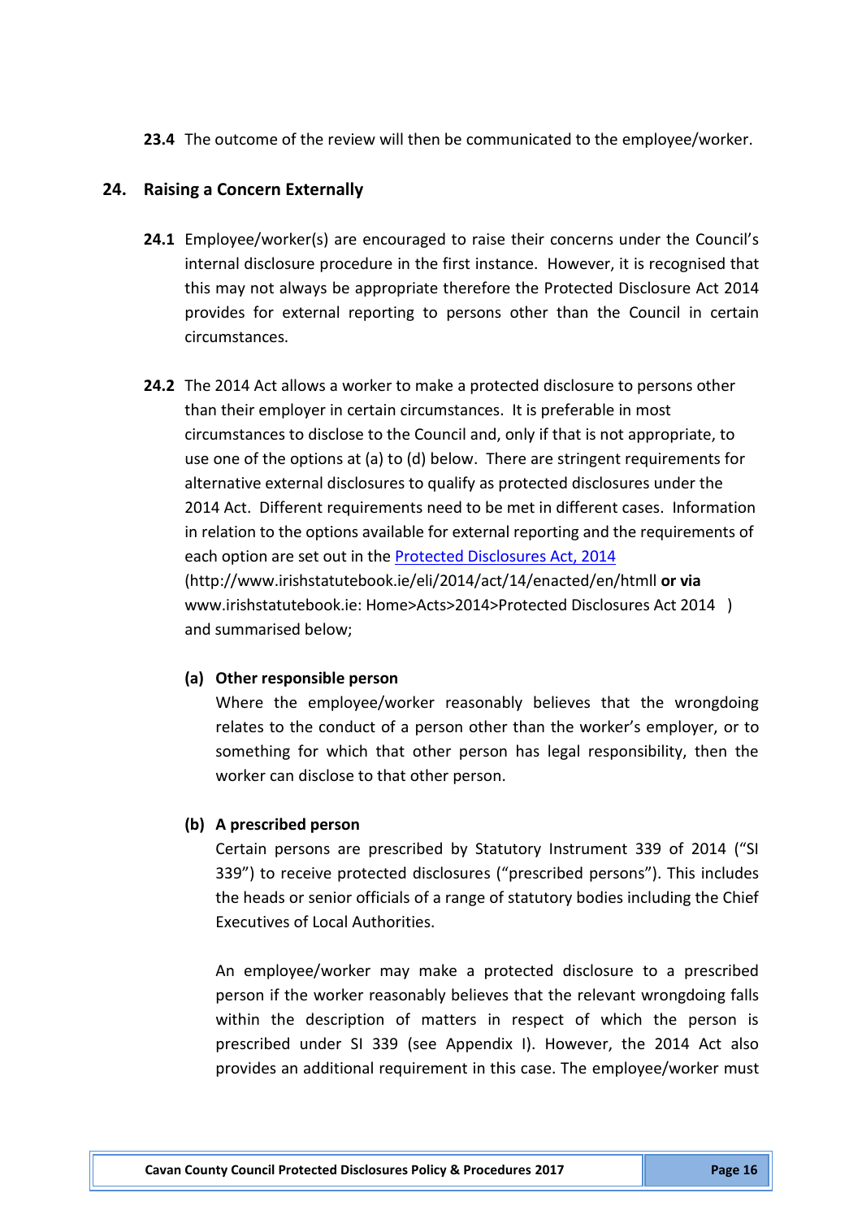**23.4** The outcome of the review will then be communicated to the employee/worker.

## 24. Raising a Concern Externally

**24.1** Employee/worker(s) are encouraged to raise their concerns under the Council's internal disclosure procedure in the first instance. However, it is recognised that this may not always be appropriate therefore the Protected Disclosure Act 2014 provides for external reporting to persons other than the Council in certain circumstances.

**24.2** The 2014 Act allows a worker to make a protected disclosure to persons other than their employer in certain circumstances. It is preferable in most circumstances to disclose to the Council and, only if that is not appropriate, to use one of the options at (a) to (d) below. There are stringent requirements for alternative external disclosures to qualify as protected disclosures under the 2014 Act. Different requirements need to be met in different cases. Information in relation to the options available for external reporting and the requirements of each option are set out in the [Protected Disclosures Act, 2014](http://www.irishstatutebook.ie/eli/2014/act/14/enacted/en/html) (http://www.irishstatutebook.ie/eli/2014/act/14/enacted/en/htmll **or via** www.irishstatutebook.ie: Home>Acts>2014>Protected Disclosures Act 2014 ) and summarised below;

**(a) Other responsible person**

Where the employee/worker reasonably believes that the wrongdoing relates to the conduct of a person other than the worker's employer, or to something for which that other person has legal responsibility, then the worker can disclose to that other person.

**(b) A prescribed person**

Certain persons are prescribed by Statutory Instrument 339 of 2014 ("SI 339") to receive protected disclosures ("prescribed persons"). This includes the heads or senior officials of a range of statutory bodies including the Chief Executives of Local Authorities.

An employee/worker may make a protected disclosure to a prescribed person if the worker reasonably believes that the relevant wrongdoing falls within the description of matters in respect of which the person is prescribed under SI 339 (see Appendix I). However, the 2014 Act also provides an additional requirement in this case. The employee/worker must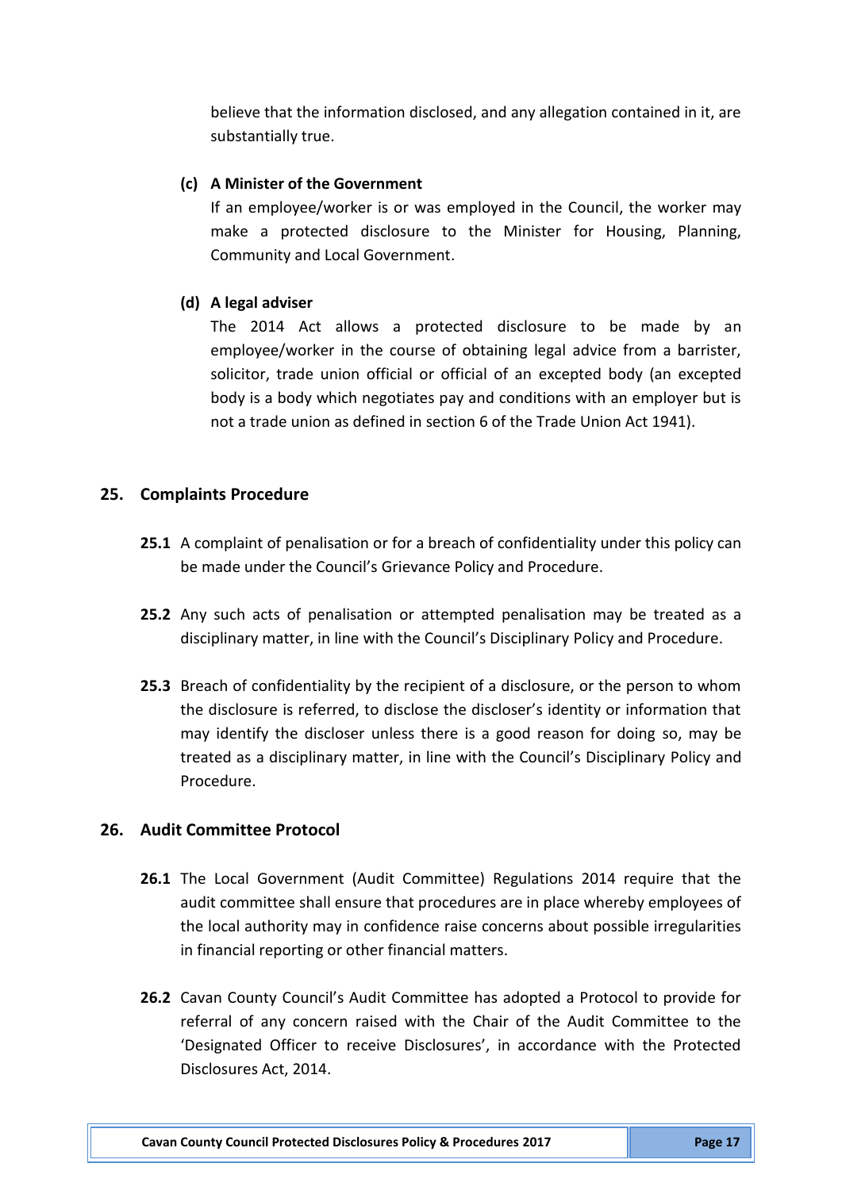believe that the information disclosed, and any allegation contained in it, are substantially true.

**(c) A Minister of the Government**

If an employee/worker is or was employed in the Council, the worker may make a protected disclosure to the Minister for Housing, Planning, Community and Local Government.

**(d) A legal adviser**

The 2014 Act allows a protected disclosure to be made by an employee/worker in the course of obtaining legal advice from a barrister, solicitor, trade union official or official of an excepted body (an excepted body is a body which negotiates pay and conditions with an employer but is not a trade union as defined in section 6 of the Trade Union Act 1941).

## 25. Complaints Procedure

**25.1** A complaint of penalisation or for a breach of confidentiality under this policy can be made under the Council's Grievance Policy and Procedure.

**25.2** Any such acts of penalisation or attempted penalisation may be treated as a disciplinary matter, in line with the Council's Disciplinary Policy and Procedure.

**25.3** Breach of confidentiality by the recipient of a disclosure, or the person to whom the disclosure is referred, to disclose the discloser's identity or information that may identify the discloser unless there is a good reason for doing so, may be treated as a disciplinary matter, in line with the Council's Disciplinary Policy and Procedure.

## 26. Audit Committee Protocol

**26.1** The Local Government (Audit Committee) Regulations 2014 require that the audit committee shall ensure that procedures are in place whereby employees of the local authority may in confidence raise concerns about possible irregularities in financial reporting or other financial matters.

**26.2** Cavan County Council's Audit Committee has adopted a Protocol to provide for referral of any concern raised with the Chair of the Audit Committee to the 'Designated Officer to receive Disclosures', in accordance with the Protected Disclosures Act, 2014.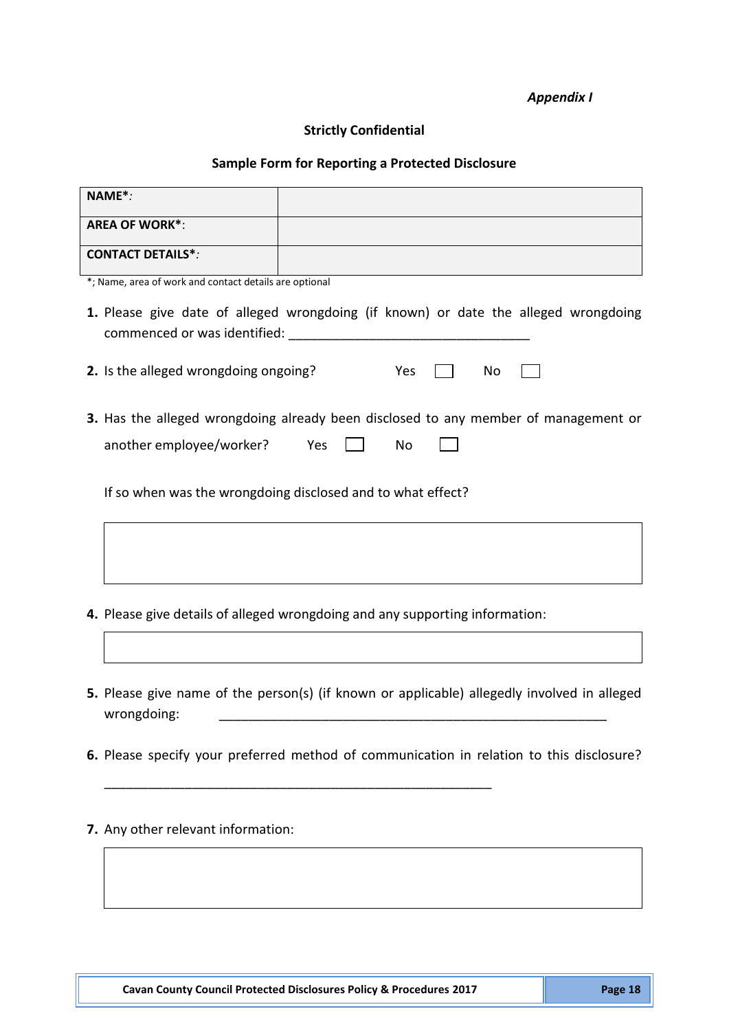*Appendix I*

**Strictly Confidential**

**Sample Form for Reporting a Protected Disclosure**

| | |
|---|---|
| **NAME*:** | |
| **AREA OF WORK*:** | |
| **CONTACT DETAILS*:** | |

*; Name, area of work and contact details are optional

**1.** Please give date of alleged wrongdoing (if known) or date the alleged wrongdoing commenced or was identified: ________________________________

**2.** Is the alleged wrongdoing ongoing? Yes ☐ No ☐

**3.** Has the alleged wrongdoing already been disclosed to any member of management or another employee/worker? Yes ☐ No ☐

If so when was the wrongdoing disclosed and to what effect?

| |
|---|
| |

**4.** Please give details of alleged wrongdoing and any supporting information:

| |
|---|
| |

**5.** Please give name of the person(s) (if known or applicable) allegedly involved in alleged wrongdoing: ________________________________________________

**6.** Please specify your preferred method of communication in relation to this disclosure? ________________________________________________

**7.** Any other relevant information:

| |
|---|
| |